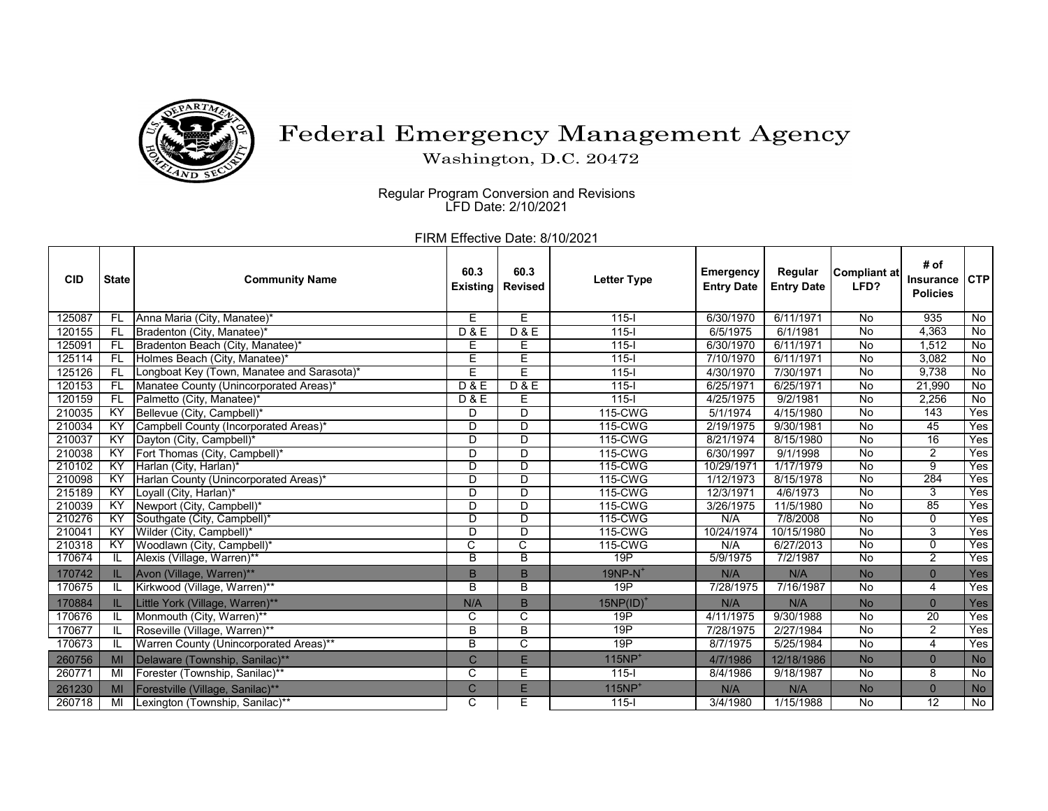# Federal Emergency Management Agency

Washington, D.C. 20472

Regular Program Conversion and Revisions
LFD Date: 2/10/2021

FIRM Effective Date: 8/10/2021

| CID | State | Community Name | 60.3 Existing | 60.3 Revised | Letter Type | Emergency Entry Date | Regular Entry Date | Compliant at LFD? | # of Insurance Policies | CTP |
|---|---|---|---|---|---|---|---|---|---|---|
| 125087 | FL | Anna Maria (City, Manatee)* | E | E | 115-I | 6/30/1970 | 6/11/1971 | No | 935 | No |
| 120155 | FL | Bradenton (City, Manatee)* | D & E | D & E | 115-I | 6/5/1975 | 6/1/1981 | No | 4,363 | No |
| 125091 | FL | Bradenton Beach (City, Manatee)* | E | E | 115-I | 6/30/1970 | 6/11/1971 | No | 1,512 | No |
| 125114 | FL | Holmes Beach (City, Manatee)* | E | E | 115-I | 7/10/1970 | 6/11/1971 | No | 3,082 | No |
| 125126 | FL | Longboat Key (Town, Manatee and Sarasota)* | E | E | 115-I | 4/30/1970 | 7/30/1971 | No | 9,738 | No |
| 120153 | FL | Manatee County (Unincorporated Areas)* | D & E | D & E | 115-I | 6/25/1971 | 6/25/1971 | No | 21,990 | No |
| 120159 | FL | Palmetto (City, Manatee)* | D & E | E | 115-I | 4/25/1975 | 9/2/1981 | No | 2,256 | No |
| 210035 | KY | Bellevue (City, Campbell)* | D | D | 115-CWG | 5/1/1974 | 4/15/1980 | No | 143 | Yes |
| 210034 | KY | Campbell County (Incorporated Areas)* | D | D | 115-CWG | 2/19/1975 | 9/30/1981 | No | 45 | Yes |
| 210037 | KY | Dayton (City, Campbell)* | D | D | 115-CWG | 8/21/1974 | 8/15/1980 | No | 16 | Yes |
| 210038 | KY | Fort Thomas (City, Campbell)* | D | D | 115-CWG | 6/30/1997 | 9/1/1998 | No | 2 | Yes |
| 210102 | KY | Harlan (City, Harlan)* | D | D | 115-CWG | 10/29/1971 | 1/17/1979 | No | 9 | Yes |
| 210098 | KY | Harlan County (Unincorporated Areas)* | D | D | 115-CWG | 1/12/1973 | 8/15/1978 | No | 284 | Yes |
| 215189 | KY | Loyall (City, Harlan)* | D | D | 115-CWG | 12/3/1971 | 4/6/1973 | No | 3 | Yes |
| 210039 | KY | Newport (City, Campbell)* | D | D | 115-CWG | 3/26/1975 | 11/5/1980 | No | 85 | Yes |
| 210276 | KY | Southgate (City, Campbell)* | D | D | 115-CWG | N/A | 7/8/2008 | No | 0 | Yes |
| 210041 | KY | Wilder (City, Campbell)* | D | D | 115-CWG | 10/24/1974 | 10/15/1980 | No | 3 | Yes |
| 210318 | KY | Woodlawn (City, Campbell)* | C | C | 115-CWG | N/A | 6/27/2013 | No | 0 | Yes |
| 170674 | IL | Alexis (Village, Warren)** | B | B | 19P | 5/9/1975 | 7/2/1987 | No | 2 | Yes |
| 170742 | IL | Avon (Village, Warren)** | B | B | 19NP-N+ | N/A | N/A | No | 0 | Yes |
| 170675 | IL | Kirkwood (Village, Warren)** | B | B | 19P | 7/28/1975 | 7/16/1987 | No | 4 | Yes |
| 170884 | IL | Little York (Village, Warren)** | N/A | B | 15NP(ID)+ | N/A | N/A | No | 0 | Yes |
| 170676 | IL | Monmouth (City, Warren)** | C | C | 19P | 4/11/1975 | 9/30/1988 | No | 20 | Yes |
| 170677 | IL | Roseville (Village, Warren)** | B | B | 19P | 7/28/1975 | 2/27/1984 | No | 2 | Yes |
| 170673 | IL | Warren County (Unincorporated Areas)** | B | C | 19P | 8/7/1975 | 5/25/1984 | No | 4 | Yes |
| 260756 | MI | Delaware (Township, Sanilac)** | C | E | 115NP+ | 4/7/1986 | 12/18/1986 | No | 0 | No |
| 260771 | MI | Forester (Township, Sanilac)** | C | E | 115-I | 8/4/1986 | 9/18/1987 | No | 8 | No |
| 261230 | MI | Forestville (Village, Sanilac)** | C | E | 115NP+ | N/A | N/A | No | 0 | No |
| 260718 | MI | Lexington (Township, Sanilac)** | C | E | 115-I | 3/4/1980 | 1/15/1988 | No | 12 | No |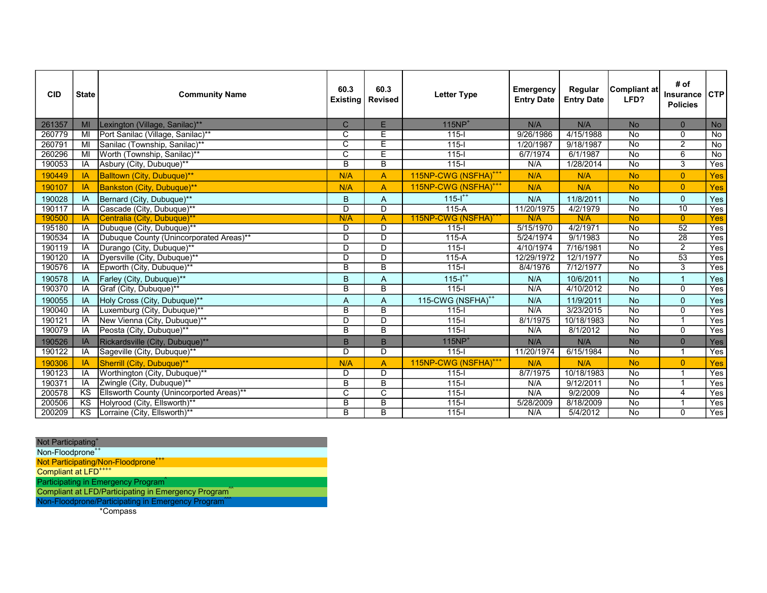| CID | State | Community Name | 60.3 Existing | 60.3 Revised | Letter Type | Emergency Entry Date | Regular Entry Date | Compliant at LFD? | # of Insurance Policies | CTP |
|---|---|---|---|---|---|---|---|---|---|---|
| 261357 | MI | Lexington (Village, Sanilac)** | C | E | 115NP+ | N/A | N/A | No | 0 | No |
| 260779 | MI | Port Sanilac (Village, Sanilac)** | C | E | 115-I | 9/26/1986 | 4/15/1988 | No | 0 | No |
| 260791 | MI | Sanilac (Township, Sanilac)** | C | E | 115-I | 1/20/1987 | 9/18/1987 | No | 2 | No |
| 260296 | MI | Worth (Township, Sanilac)** | C | E | 115-I | 6/7/1974 | 6/1/1987 | No | 6 | No |
| 190053 | IA | Asbury (City, Dubuque)** | B | B | 115-I | N/A | 1/28/2014 | No | 3 | Yes |
| 190449 | IA | Balltown (City, Dubuque)** | N/A | A | 115NP-CWG (NSFHA)+++ | N/A | N/A | No | 0 | Yes |
| 190107 | IA | Bankston (City, Dubuque)** | N/A | A | 115NP-CWG (NSFHA)+++ | N/A | N/A | No | 0 | Yes |
| 190028 | IA | Bernard (City, Dubuque)** | B | A | 115-I++ | N/A | 11/8/2011 | No | 0 | Yes |
| 190117 | IA | Cascade (City, Dubuque)** | D | D | 115-A | 11/20/1975 | 4/2/1979 | No | 10 | Yes |
| 190500 | IA | Centralia (City, Dubuque)** | N/A | A | 115NP-CWG (NSFHA)+++ | N/A | N/A | No | 0 | Yes |
| 195180 | IA | Dubuque (City, Dubuque)** | D | D | 115-I | 5/15/1970 | 4/2/1971 | No | 52 | Yes |
| 190534 | IA | Dubuque County (Unincorporated Areas)** | D | D | 115-A | 5/24/1974 | 9/1/1983 | No | 28 | Yes |
| 190119 | IA | Durango (City, Dubuque)** | D | D | 115-I | 4/10/1974 | 7/16/1981 | No | 2 | Yes |
| 190120 | IA | Dyersville (City, Dubuque)** | D | D | 115-A | 12/29/1972 | 12/1/1977 | No | 53 | Yes |
| 190576 | IA | Epworth (City, Dubuque)** | B | B | 115-I | 8/4/1976 | 7/12/1977 | No | 3 | Yes |
| 190578 | IA | Farley (City, Dubuque)** | B | A | 115-I++ | N/A | 10/6/2011 | No | 1 | Yes |
| 190370 | IA | Graf (City, Dubuque)** | B | B | 115-I | N/A | 4/10/2012 | No | 0 | Yes |
| 190055 | IA | Holy Cross (City, Dubuque)** | A | A | 115-CWG (NSFHA)++ | N/A | 11/9/2011 | No | 0 | Yes |
| 190040 | IA | Luxemburg (City, Dubuque)** | B | B | 115-I | N/A | 3/23/2015 | No | 0 | Yes |
| 190121 | IA | New Vienna (City, Dubuque)** | D | D | 115-I | 8/1/1975 | 10/18/1983 | No | 1 | Yes |
| 190079 | IA | Peosta (City, Dubuque)** | B | B | 115-I | N/A | 8/1/2012 | No | 0 | Yes |
| 190526 | IA | Rickardsville (City, Dubuque)** | B | B | 115NP+ | N/A | N/A | No | 0 | Yes |
| 190122 | IA | Sageville (City, Dubuque)** | D | D | 115-I | 11/20/1974 | 6/15/1984 | No | 1 | Yes |
| 190306 | IA | Sherrill (City, Dubuque)** | N/A | A | 115NP-CWG (NSFHA)+++ | N/A | N/A | No | 0 | Yes |
| 190123 | IA | Worthington (City, Dubuque)** | D | D | 115-I | 8/7/1975 | 10/18/1983 | No | 1 | Yes |
| 190371 | IA | Zwingle (City, Dubuque)** | B | B | 115-I | N/A | 9/12/2011 | No | 1 | Yes |
| 200578 | KS | Ellsworth County (Unincorporated Areas)** | C | C | 115-I | N/A | 9/2/2009 | No | 4 | Yes |
| 200506 | KS | Holyrood (City, Ellsworth)** | B | B | 115-I | 5/28/2009 | 8/18/2009 | No | 1 | Yes |
| 200209 | KS | Lorraine (City, Ellsworth)** | B | B | 115-I | N/A | 5/4/2012 | No | 0 | Yes |

Not Participating+

Non-Floodprone++

Not Participating/Non-Floodprone+++

Compliant at LFD++++

Participating in Emergency Program^

Compliant at LFD/Participating in Emergency Program^^

Non-Floodprone/Participating in Emergency Program^^^

*Compass